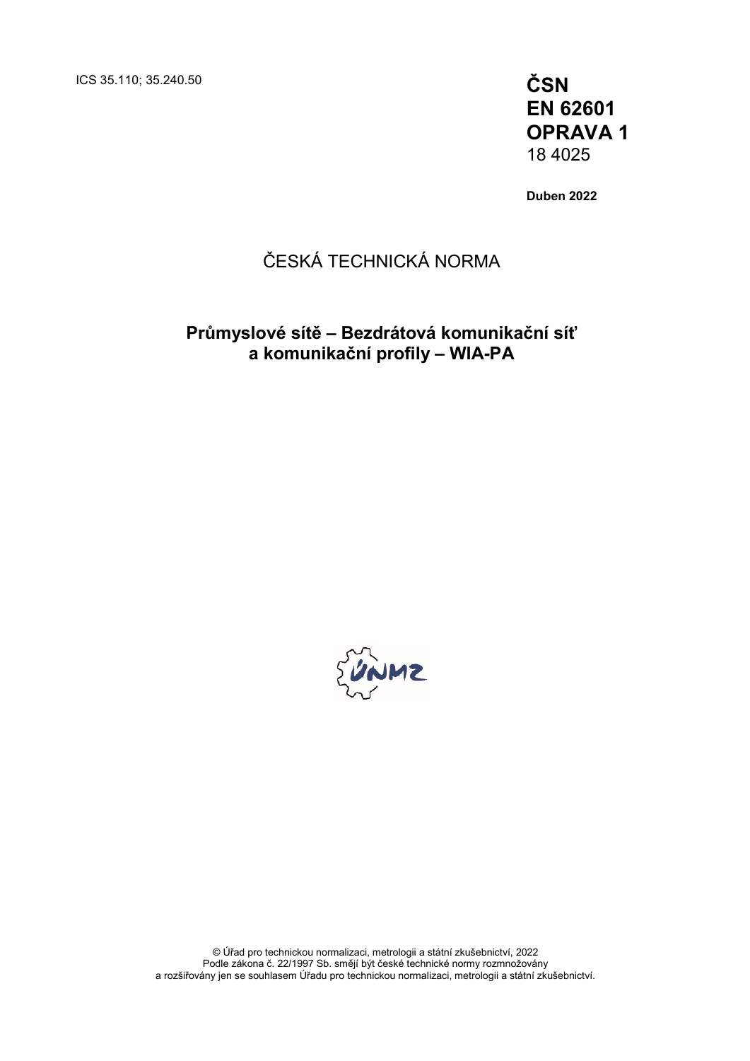ICS 35.110; 35.240.50

**ČSN**
**EN 62601**
**OPRAVA 1**
18 4025

**Duben 2022**

# ČESKÁ TECHNICKÁ NORMA

## Průmyslové sítě – Bezdrátová komunikační síť a komunikační profily – WIA-PA

© Úřad pro technickou normalizaci, metrologii a státní zkušebnictví, 2022
Podle zákona č. 22/1997 Sb. smějí být české technické normy rozmnožovány a rozšiřovány jen se souhlasem Úřadu pro technickou normalizaci, metrologii a státní zkušebnictví.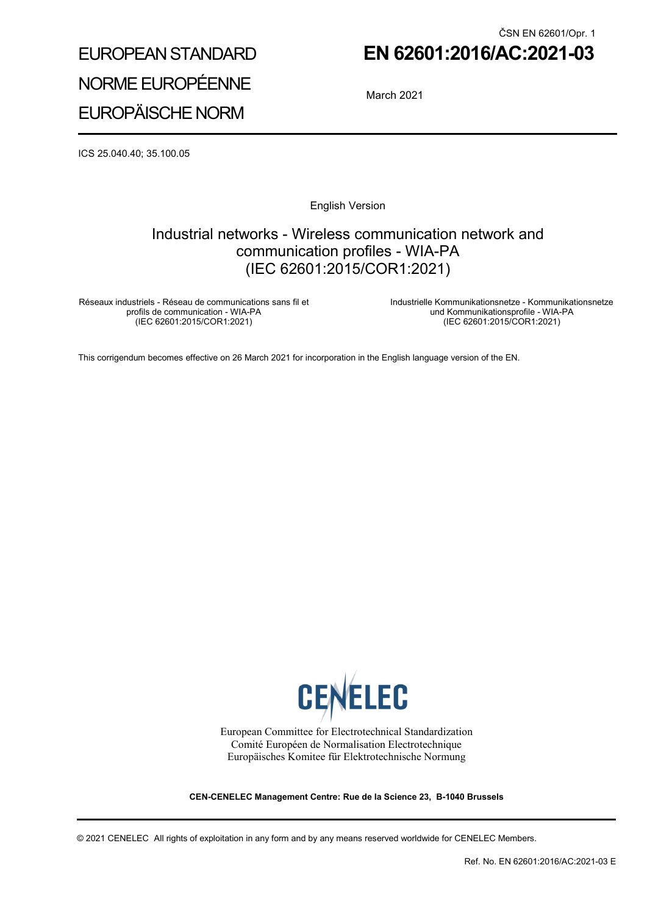ČSN EN 62601/Opr. 1

EUROPEAN STANDARD

NORME EUROPÉENNE

EUROPÄISCHE NORM

# EN 62601:2016/AC:2021-03

March 2021

ICS 25.040.40; 35.100.05

English Version

## Industrial networks - Wireless communication network and communication profiles - WIA-PA (IEC 62601:2015/COR1:2021)

Réseaux industriels - Réseau de communications sans fil et profils de communication - WIA-PA (IEC 62601:2015/COR1:2021)

Industrielle Kommunikationsnetze - Kommunikationsnetze und Kommunikationsprofile - WIA-PA (IEC 62601:2015/COR1:2021)

This corrigendum becomes effective on 26 March 2021 for incorporation in the English language version of the EN.

CENELEC

European Committee for Electrotechnical Standardization
Comité Européen de Normalisation Electrotechnique
Europäisches Komitee für Elektrotechnische Normung

**CEN-CENELEC Management Centre: Rue de la Science 23, B-1040 Brussels**

© 2021 CENELEC All rights of exploitation in any form and by any means reserved worldwide for CENELEC Members.

Ref. No. EN 62601:2016/AC:2021-03 E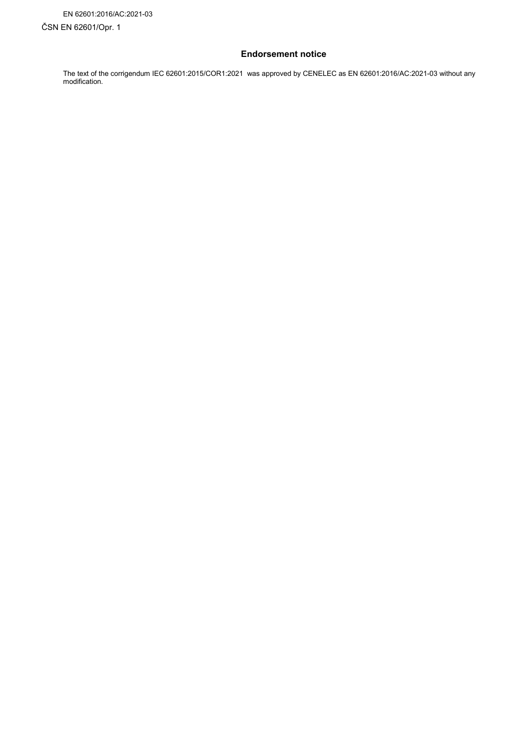EN 62601:2016/AC:2021-03

ČSN EN 62601/Opr. 1

## Endorsement notice

The text of the corrigendum IEC 62601:2015/COR1:2021 was approved by CENELEC as EN 62601:2016/AC:2021-03 without any modification.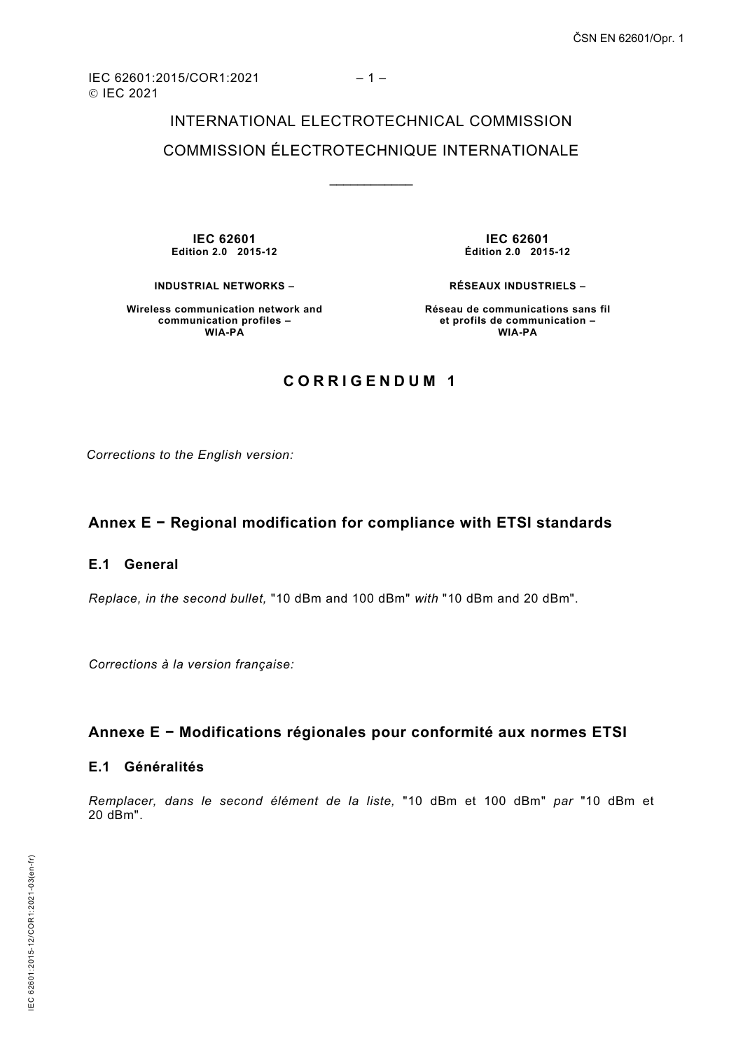INTERNATIONAL ELECTROTECHNICAL COMMISSION

COMMISSION ÉLECTROTECHNIQUE INTERNATIONALE

\_\_\_\_\_\_\_\_\_\_\_\_

**IEC 62601**
**Edition 2.0 2015-12**

**INDUSTRIAL NETWORKS –**

**Wireless communication network and communication profiles – WIA-PA**

**IEC 62601**
**Édition 2.0 2015-12**

**RÉSEAUX INDUSTRIELS –**

**Réseau de communications sans fil et profils de communication – WIA-PA**

## CORRIGENDUM 1

*Corrections to the English version:*

## Annex E − Regional modification for compliance with ETSI standards

### E.1 General

*Replace, in the second bullet,* "10 dBm and 100 dBm" *with* "10 dBm and 20 dBm".

*Corrections à la version française:*

## Annexe E − Modifications régionales pour conformité aux normes ETSI

### E.1 Généralités

*Remplacer, dans le second élément de la liste,* "10 dBm et 100 dBm" *par* "10 dBm et 20 dBm".

IEC 62601:2015-12/COR1:2021-03(en-fr)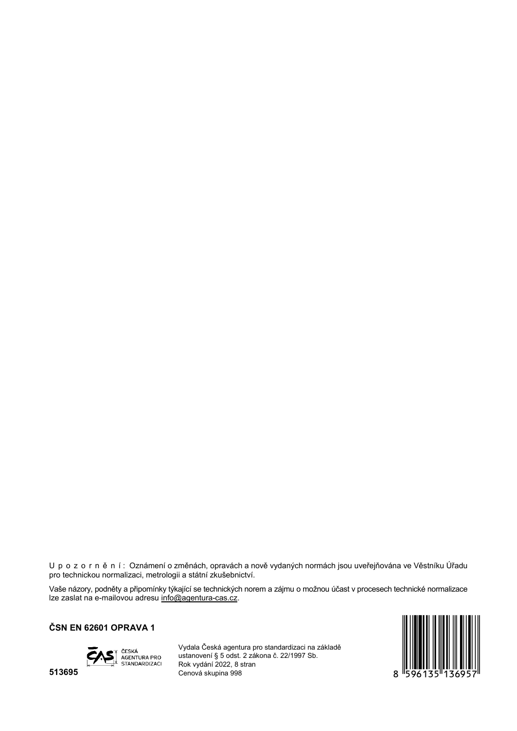U p o z o r n ě n í : Oznámení o změnách, opravách a nově vydaných normách jsou uveřejňována ve Věstníku Úřadu pro technickou normalizaci, metrologii a státní zkušebnictví.

Vaše názory, podněty a připomínky týkající se technických norem a zájmu o možnou účast v procesech technické normalizace lze zaslat na e-mailovou adresu info@agentura-cas.cz.

**ČSN EN 62601 OPRAVA 1**

ČESKÁ AGENTURA PRO STANDARDIZACI

**513695**

Vydala Česká agentura pro standardizaci na základě ustanovení § 5 odst. 2 zákona č. 22/1997 Sb.
Rok vydání 2022, 8 stran
Cenová skupina 998

8 596135 136957